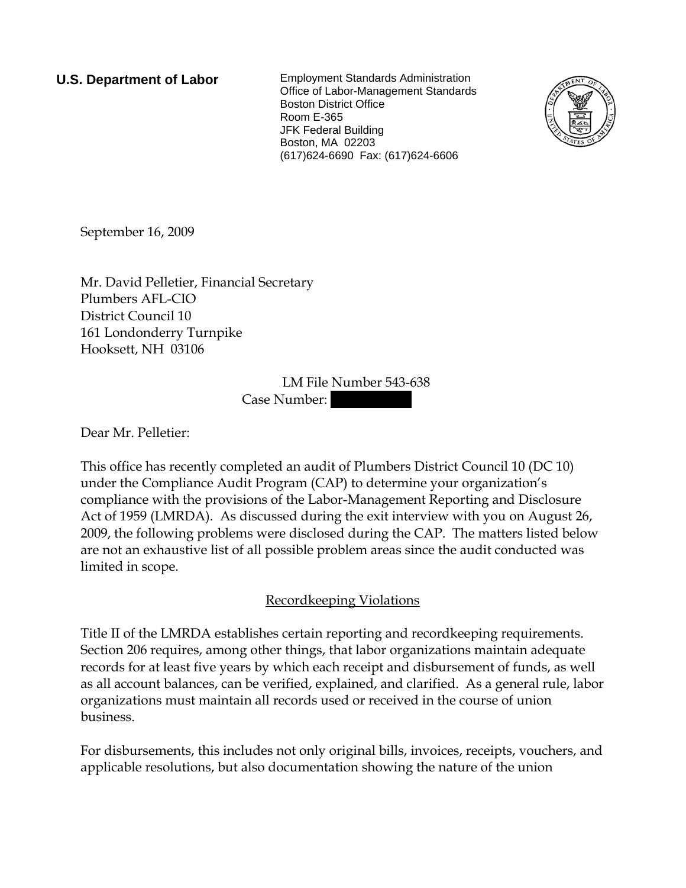**U.S. Department of Labor**

Employment Standards Administration
Office of Labor-Management Standards
Boston District Office
Room E-365
JFK Federal Building
Boston, MA 02203
(617)624-6690 Fax: (617)624-6606

September 16, 2009

Mr. David Pelletier, Financial Secretary
Plumbers AFL-CIO
District Council 10
161 Londonderry Turnpike
Hooksett, NH 03106

LM File Number 543-638
Case Number: 

Dear Mr. Pelletier:

This office has recently completed an audit of Plumbers District Council 10 (DC 10) under the Compliance Audit Program (CAP) to determine your organization's compliance with the provisions of the Labor-Management Reporting and Disclosure Act of 1959 (LMRDA). As discussed during the exit interview with you on August 26, 2009, the following problems were disclosed during the CAP. The matters listed below are not an exhaustive list of all possible problem areas since the audit conducted was limited in scope.

## Recordkeeping Violations

Title II of the LMRDA establishes certain reporting and recordkeeping requirements. Section 206 requires, among other things, that labor organizations maintain adequate records for at least five years by which each receipt and disbursement of funds, as well as all account balances, can be verified, explained, and clarified. As a general rule, labor organizations must maintain all records used or received in the course of union business.

For disbursements, this includes not only original bills, invoices, receipts, vouchers, and applicable resolutions, but also documentation showing the nature of the union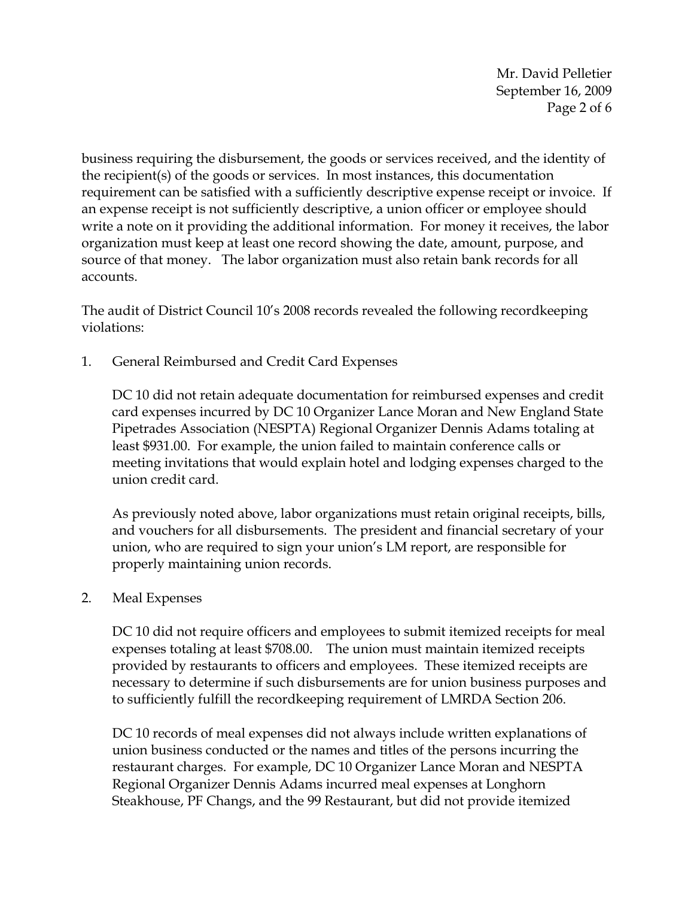business requiring the disbursement, the goods or services received, and the identity of the recipient(s) of the goods or services. In most instances, this documentation requirement can be satisfied with a sufficiently descriptive expense receipt or invoice. If an expense receipt is not sufficiently descriptive, a union officer or employee should write a note on it providing the additional information. For money it receives, the labor organization must keep at least one record showing the date, amount, purpose, and source of that money. The labor organization must also retain bank records for all accounts.

The audit of District Council 10's 2008 records revealed the following recordkeeping violations:

1. General Reimbursed and Credit Card Expenses

   DC 10 did not retain adequate documentation for reimbursed expenses and credit card expenses incurred by DC 10 Organizer Lance Moran and New England State Pipetrades Association (NESPTA) Regional Organizer Dennis Adams totaling at least $931.00. For example, the union failed to maintain conference calls or meeting invitations that would explain hotel and lodging expenses charged to the union credit card.

   As previously noted above, labor organizations must retain original receipts, bills, and vouchers for all disbursements. The president and financial secretary of your union, who are required to sign your union's LM report, are responsible for properly maintaining union records.

2. Meal Expenses

   DC 10 did not require officers and employees to submit itemized receipts for meal expenses totaling at least $708.00. The union must maintain itemized receipts provided by restaurants to officers and employees. These itemized receipts are necessary to determine if such disbursements are for union business purposes and to sufficiently fulfill the recordkeeping requirement of LMRDA Section 206.

   DC 10 records of meal expenses did not always include written explanations of union business conducted or the names and titles of the persons incurring the restaurant charges. For example, DC 10 Organizer Lance Moran and NESPTA Regional Organizer Dennis Adams incurred meal expenses at Longhorn Steakhouse, PF Changs, and the 99 Restaurant, but did not provide itemized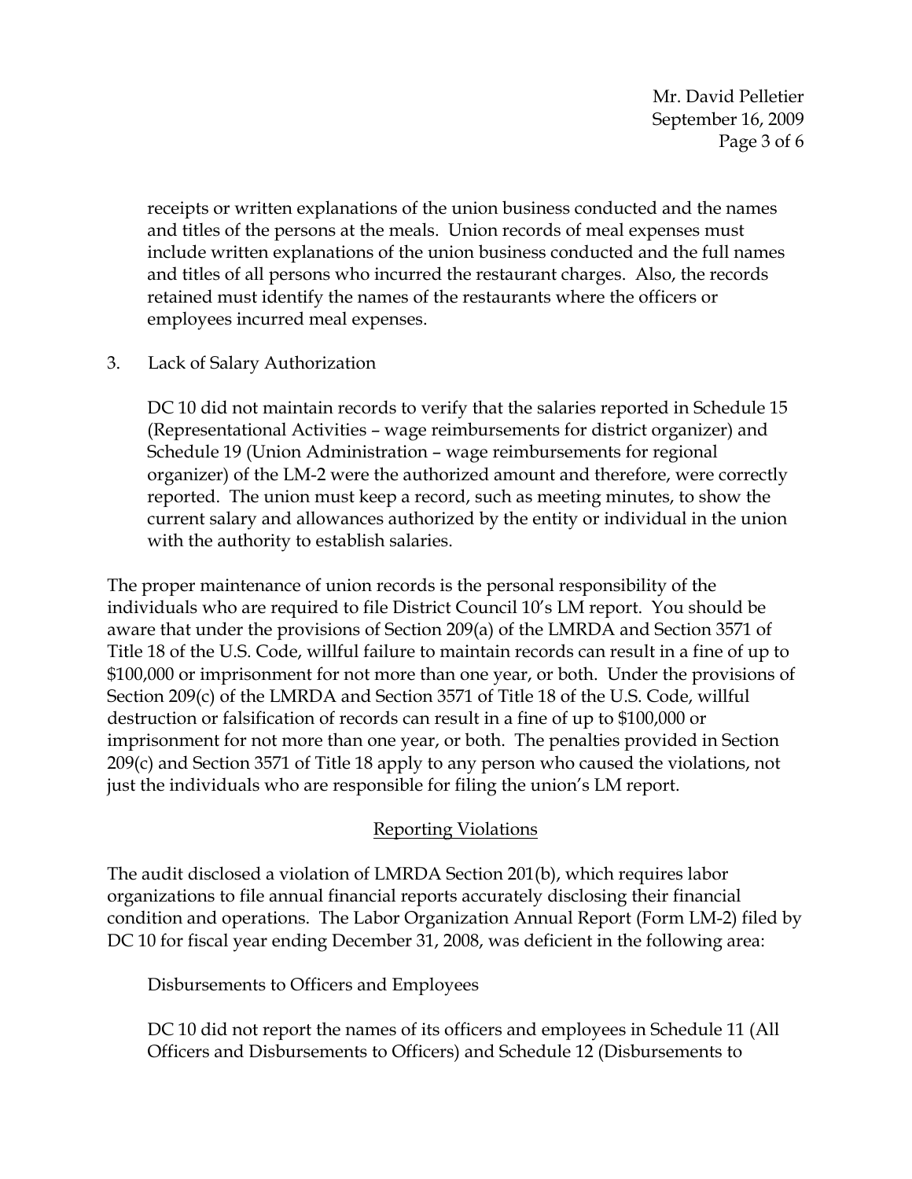receipts or written explanations of the union business conducted and the names and titles of the persons at the meals. Union records of meal expenses must include written explanations of the union business conducted and the full names and titles of all persons who incurred the restaurant charges. Also, the records retained must identify the names of the restaurants where the officers or employees incurred meal expenses.

3. Lack of Salary Authorization

   DC 10 did not maintain records to verify that the salaries reported in Schedule 15 (Representational Activities – wage reimbursements for district organizer) and Schedule 19 (Union Administration – wage reimbursements for regional organizer) of the LM-2 were the authorized amount and therefore, were correctly reported. The union must keep a record, such as meeting minutes, to show the current salary and allowances authorized by the entity or individual in the union with the authority to establish salaries.

The proper maintenance of union records is the personal responsibility of the individuals who are required to file District Council 10's LM report. You should be aware that under the provisions of Section 209(a) of the LMRDA and Section 3571 of Title 18 of the U.S. Code, willful failure to maintain records can result in a fine of up to $100,000 or imprisonment for not more than one year, or both. Under the provisions of Section 209(c) of the LMRDA and Section 3571 of Title 18 of the U.S. Code, willful destruction or falsification of records can result in a fine of up to $100,000 or imprisonment for not more than one year, or both. The penalties provided in Section 209(c) and Section 3571 of Title 18 apply to any person who caused the violations, not just the individuals who are responsible for filing the union's LM report.

## Reporting Violations

The audit disclosed a violation of LMRDA Section 201(b), which requires labor organizations to file annual financial reports accurately disclosing their financial condition and operations. The Labor Organization Annual Report (Form LM-2) filed by DC 10 for fiscal year ending December 31, 2008, was deficient in the following area:

Disbursements to Officers and Employees

DC 10 did not report the names of its officers and employees in Schedule 11 (All Officers and Disbursements to Officers) and Schedule 12 (Disbursements to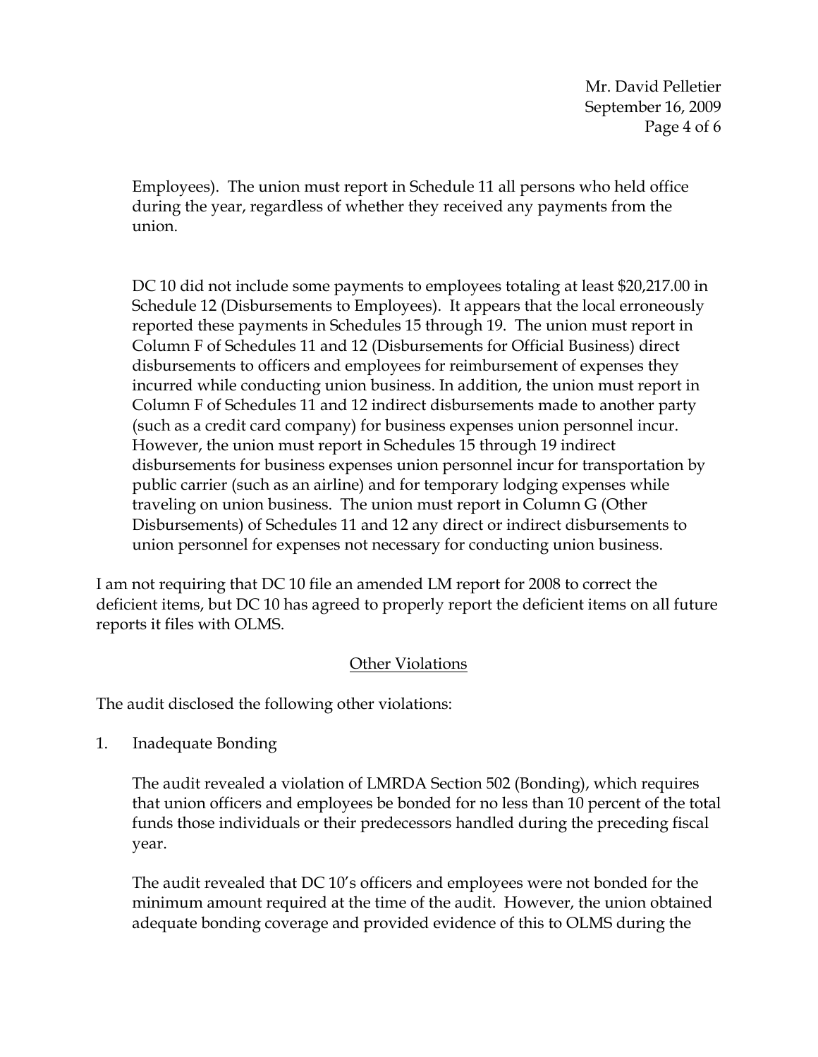Employees). The union must report in Schedule 11 all persons who held office during the year, regardless of whether they received any payments from the union.

DC 10 did not include some payments to employees totaling at least $20,217.00 in Schedule 12 (Disbursements to Employees). It appears that the local erroneously reported these payments in Schedules 15 through 19. The union must report in Column F of Schedules 11 and 12 (Disbursements for Official Business) direct disbursements to officers and employees for reimbursement of expenses they incurred while conducting union business. In addition, the union must report in Column F of Schedules 11 and 12 indirect disbursements made to another party (such as a credit card company) for business expenses union personnel incur. However, the union must report in Schedules 15 through 19 indirect disbursements for business expenses union personnel incur for transportation by public carrier (such as an airline) and for temporary lodging expenses while traveling on union business. The union must report in Column G (Other Disbursements) of Schedules 11 and 12 any direct or indirect disbursements to union personnel for expenses not necessary for conducting union business.

I am not requiring that DC 10 file an amended LM report for 2008 to correct the deficient items, but DC 10 has agreed to properly report the deficient items on all future reports it files with OLMS.

## Other Violations

The audit disclosed the following other violations:

1. Inadequate Bonding

   The audit revealed a violation of LMRDA Section 502 (Bonding), which requires that union officers and employees be bonded for no less than 10 percent of the total funds those individuals or their predecessors handled during the preceding fiscal year.

   The audit revealed that DC 10's officers and employees were not bonded for the minimum amount required at the time of the audit. However, the union obtained adequate bonding coverage and provided evidence of this to OLMS during the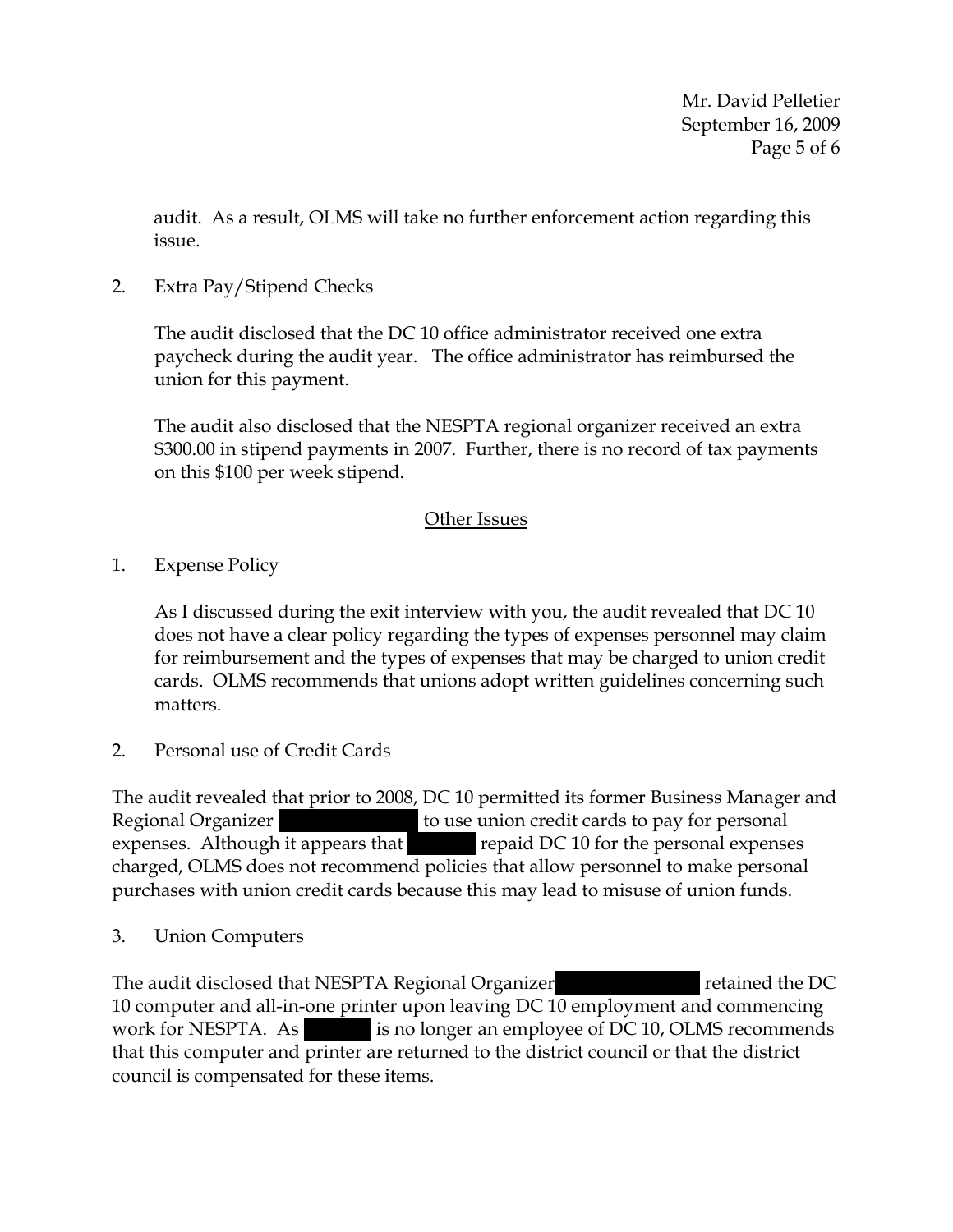audit. As a result, OLMS will take no further enforcement action regarding this issue.

2. Extra Pay/Stipend Checks

   The audit disclosed that the DC 10 office administrator received one extra paycheck during the audit year. The office administrator has reimbursed the union for this payment.

   The audit also disclosed that the NESPTA regional organizer received an extra $300.00 in stipend payments in 2007. Further, there is no record of tax payments on this $100 per week stipend.

## Other Issues

1. Expense Policy

   As I discussed during the exit interview with you, the audit revealed that DC 10 does not have a clear policy regarding the types of expenses personnel may claim for reimbursement and the types of expenses that may be charged to union credit cards. OLMS recommends that unions adopt written guidelines concerning such matters.

2. Personal use of Credit Cards

The audit revealed that prior to 2008, DC 10 permitted its former Business Manager and Regional Organizer [REDACTED] to use union credit cards to pay for personal expenses. Although it appears that [REDACTED] repaid DC 10 for the personal expenses charged, OLMS does not recommend policies that allow personnel to make personal purchases with union credit cards because this may lead to misuse of union funds.

3. Union Computers

The audit disclosed that NESPTA Regional Organizer [REDACTED] retained the DC 10 computer and all-in-one printer upon leaving DC 10 employment and commencing work for NESPTA. As [REDACTED] is no longer an employee of DC 10, OLMS recommends that this computer and printer are returned to the district council or that the district council is compensated for these items.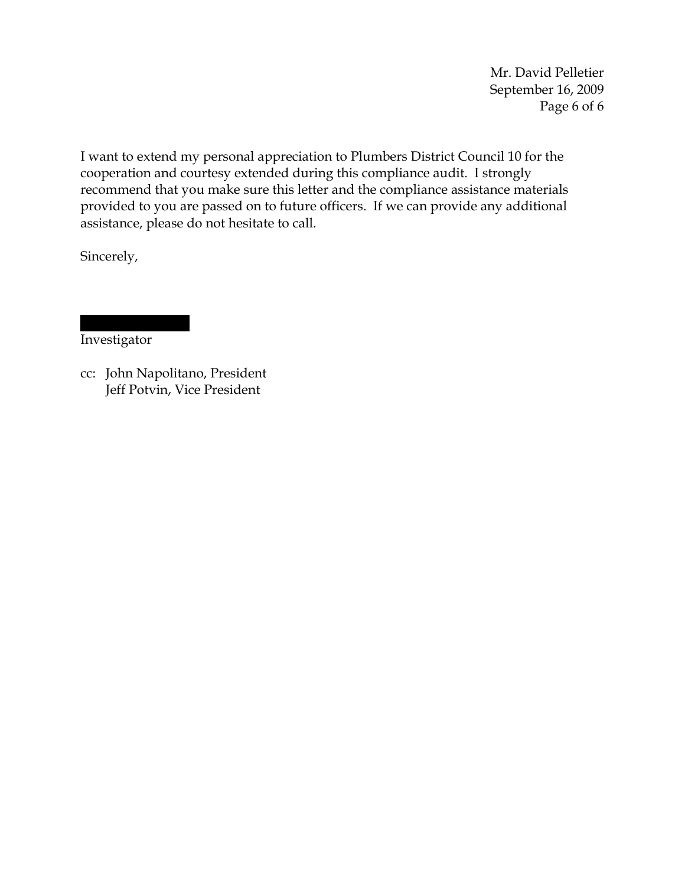I want to extend my personal appreciation to Plumbers District Council 10 for the cooperation and courtesy extended during this compliance audit. I strongly recommend that you make sure this letter and the compliance assistance materials provided to you are passed on to future officers. If we can provide any additional assistance, please do not hesitate to call.

Sincerely,

Investigator

cc: John Napolitano, President
Jeff Potvin, Vice President